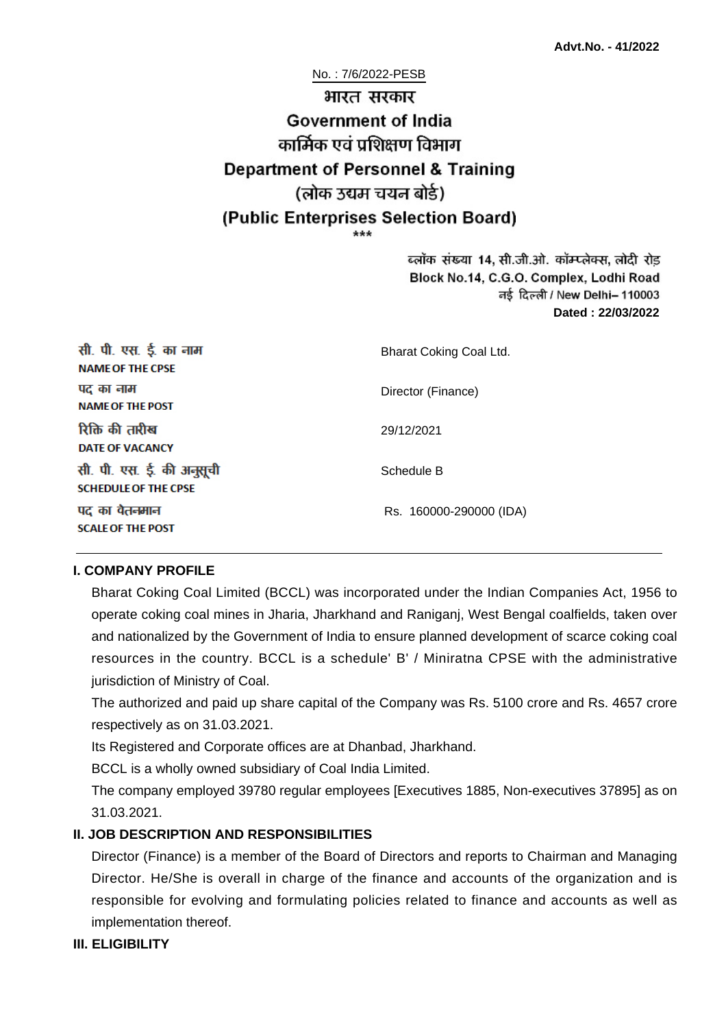**Advt.No. - 41/2022**

No. : 7/6/2022-PESB

# भारत सरकार
# Government of India
## कार्मिक एवं प्रशिक्षण विभाग
## Department of Personnel & Training
## (लोक उद्यम चयन बोर्ड)
## (Public Enterprises Selection Board)

\*\*\*

ब्लॉक संख्या 14, सी.जी.ओ. कॉम्प्लेक्स, लोदी रोड़
Block No.14, C.G.O. Complex, Lodhi Road
नई दिल्ली / New Delhi– 110003
**Dated : 22/03/2022**

| | |
|---|---|
| सी. पी. एस. ई. का नाम **NAME OF THE CPSE** | Bharat Coking Coal Ltd. |
| पद का नाम **NAME OF THE POST** | Director (Finance) |
| रिक्ति की तारीख **DATE OF VACANCY** | 29/12/2021 |
| सी. पी. एस. ई. की अनुसूची **SCHEDULE OF THE CPSE** | Schedule B |
| पद का वेतनमान **SCALE OF THE POST** | Rs. 160000-290000 (IDA) |

### I. COMPANY PROFILE

Bharat Coking Coal Limited (BCCL) was incorporated under the Indian Companies Act, 1956 to operate coking coal mines in Jharia, Jharkhand and Raniganj, West Bengal coalfields, taken over and nationalized by the Government of India to ensure planned development of scarce coking coal resources in the country. BCCL is a schedule' B' / Miniratna CPSE with the administrative jurisdiction of Ministry of Coal.

The authorized and paid up share capital of the Company was Rs. 5100 crore and Rs. 4657 crore respectively as on 31.03.2021.

Its Registered and Corporate offices are at Dhanbad, Jharkhand.

BCCL is a wholly owned subsidiary of Coal India Limited.

The company employed 39780 regular employees [Executives 1885, Non-executives 37895] as on 31.03.2021.

### II. JOB DESCRIPTION AND RESPONSIBILITIES

Director (Finance) is a member of the Board of Directors and reports to Chairman and Managing Director. He/She is overall in charge of the finance and accounts of the organization and is responsible for evolving and formulating policies related to finance and accounts as well as implementation thereof.

### III. ELIGIBILITY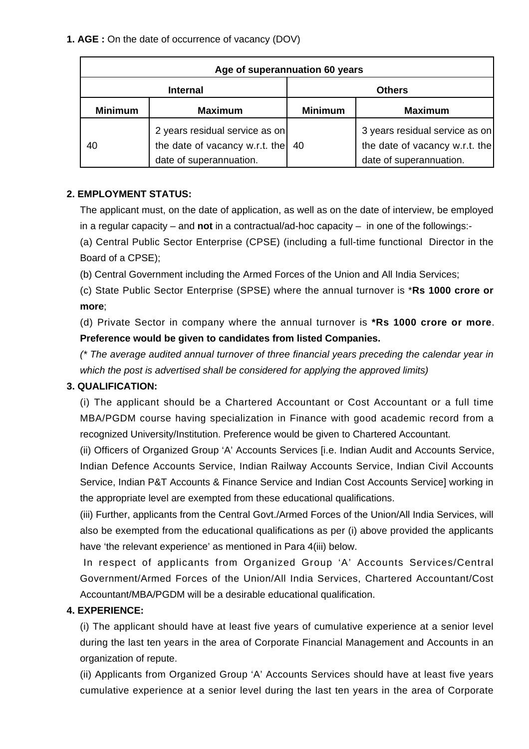**1. AGE :** On the date of occurrence of vacancy (DOV)

| Age of superannuation 60 years | | | |
|---|---|---|---|
| **Internal** | | **Others** | |
| **Minimum** | **Maximum** | **Minimum** | **Maximum** |
| 40 | 2 years residual service as on the date of vacancy w.r.t. the date of superannuation. | 40 | 3 years residual service as on the date of vacancy w.r.t. the date of superannuation. |

**2. EMPLOYMENT STATUS:**

The applicant must, on the date of application, as well as on the date of interview, be employed in a regular capacity – and **not** in a contractual/ad-hoc capacity – in one of the followings:-

(a) Central Public Sector Enterprise (CPSE) (including a full-time functional Director in the Board of a CPSE);

(b) Central Government including the Armed Forces of the Union and All India Services;

(c) State Public Sector Enterprise (SPSE) where the annual turnover is ***Rs 1000 crore or more**;

(d) Private Sector in company where the annual turnover is ***Rs 1000 crore or more**. **Preference would be given to candidates from listed Companies.**

*(* The average audited annual turnover of three financial years preceding the calendar year in which the post is advertised shall be considered for applying the approved limits)*

**3. QUALIFICATION:**

(i) The applicant should be a Chartered Accountant or Cost Accountant or a full time MBA/PGDM course having specialization in Finance with good academic record from a recognized University/Institution. Preference would be given to Chartered Accountant.

(ii) Officers of Organized Group 'A' Accounts Services [i.e. Indian Audit and Accounts Service, Indian Defence Accounts Service, Indian Railway Accounts Service, Indian Civil Accounts Service, Indian P&T Accounts & Finance Service and Indian Cost Accounts Service] working in the appropriate level are exempted from these educational qualifications.

(iii) Further, applicants from the Central Govt./Armed Forces of the Union/All India Services, will also be exempted from the educational qualifications as per (i) above provided the applicants have 'the relevant experience' as mentioned in Para 4(iii) below.

In respect of applicants from Organized Group 'A' Accounts Services/Central Government/Armed Forces of the Union/All India Services, Chartered Accountant/Cost Accountant/MBA/PGDM will be a desirable educational qualification.

**4. EXPERIENCE:**

(i) The applicant should have at least five years of cumulative experience at a senior level during the last ten years in the area of Corporate Financial Management and Accounts in an organization of repute.

(ii) Applicants from Organized Group 'A' Accounts Services should have at least five years cumulative experience at a senior level during the last ten years in the area of Corporate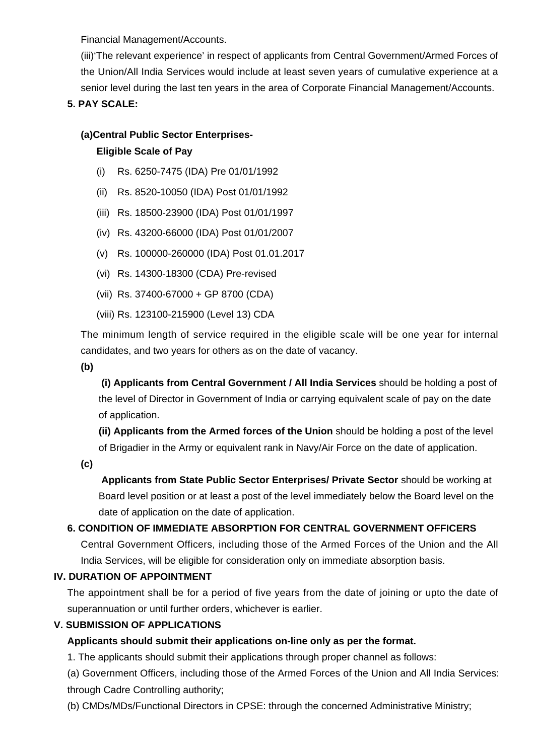Financial Management/Accounts.

(iii)'The relevant experience' in respect of applicants from Central Government/Armed Forces of the Union/All India Services would include at least seven years of cumulative experience at a senior level during the last ten years in the area of Corporate Financial Management/Accounts.

**5. PAY SCALE:**

**(a)Central Public Sector Enterprises-**

**Eligible Scale of Pay**

(i) Rs. 6250-7475 (IDA) Pre 01/01/1992

(ii) Rs. 8520-10050 (IDA) Post 01/01/1992

(iii) Rs. 18500-23900 (IDA) Post 01/01/1997

(iv) Rs. 43200-66000 (IDA) Post 01/01/2007

(v) Rs. 100000-260000 (IDA) Post 01.01.2017

(vi) Rs. 14300-18300 (CDA) Pre-revised

(vii) Rs. 37400-67000 + GP 8700 (CDA)

(viii) Rs. 123100-215900 (Level 13) CDA

The minimum length of service required in the eligible scale will be one year for internal candidates, and two years for others as on the date of vacancy.

**(b)**

**(i) Applicants from Central Government / All India Services** should be holding a post of the level of Director in Government of India or carrying equivalent scale of pay on the date of application.

**(ii) Applicants from the Armed forces of the Union** should be holding a post of the level of Brigadier in the Army or equivalent rank in Navy/Air Force on the date of application.

**(c)**

**Applicants from State Public Sector Enterprises/ Private Sector** should be working at Board level position or at least a post of the level immediately below the Board level on the date of application on the date of application.

**6. CONDITION OF IMMEDIATE ABSORPTION FOR CENTRAL GOVERNMENT OFFICERS**

Central Government Officers, including those of the Armed Forces of the Union and the All India Services, will be eligible for consideration only on immediate absorption basis.

## IV. DURATION OF APPOINTMENT

The appointment shall be for a period of five years from the date of joining or upto the date of superannuation or until further orders, whichever is earlier.

## V. SUBMISSION OF APPLICATIONS

**Applicants should submit their applications on-line only as per the format.**

1. The applicants should submit their applications through proper channel as follows:

(a) Government Officers, including those of the Armed Forces of the Union and All India Services: through Cadre Controlling authority;

(b) CMDs/MDs/Functional Directors in CPSE: through the concerned Administrative Ministry;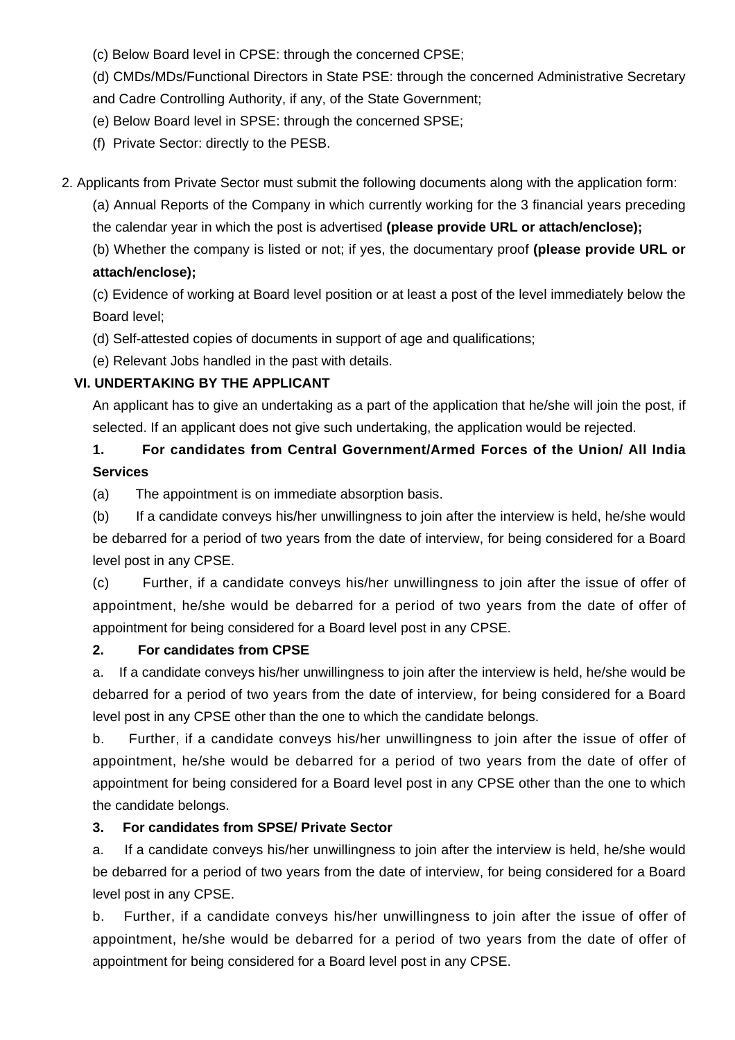(c) Below Board level in CPSE: through the concerned CPSE;

(d) CMDs/MDs/Functional Directors in State PSE: through the concerned Administrative Secretary and Cadre Controlling Authority, if any, of the State Government;

(e) Below Board level in SPSE: through the concerned SPSE;

(f) Private Sector: directly to the PESB.

2. Applicants from Private Sector must submit the following documents along with the application form:

(a) Annual Reports of the Company in which currently working for the 3 financial years preceding the calendar year in which the post is advertised **(please provide URL or attach/enclose);**

(b) Whether the company is listed or not; if yes, the documentary proof **(please provide URL or attach/enclose);**

(c) Evidence of working at Board level position or at least a post of the level immediately below the Board level;

(d) Self-attested copies of documents in support of age and qualifications;

(e) Relevant Jobs handled in the past with details.

### VI. UNDERTAKING BY THE APPLICANT

An applicant has to give an undertaking as a part of the application that he/she will join the post, if selected. If an applicant does not give such undertaking, the application would be rejected.

**1. For candidates from Central Government/Armed Forces of the Union/ All India Services**

(a) The appointment is on immediate absorption basis.

(b) If a candidate conveys his/her unwillingness to join after the interview is held, he/she would be debarred for a period of two years from the date of interview, for being considered for a Board level post in any CPSE.

(c) Further, if a candidate conveys his/her unwillingness to join after the issue of offer of appointment, he/she would be debarred for a period of two years from the date of offer of appointment for being considered for a Board level post in any CPSE.

**2. For candidates from CPSE**

a. If a candidate conveys his/her unwillingness to join after the interview is held, he/she would be debarred for a period of two years from the date of interview, for being considered for a Board level post in any CPSE other than the one to which the candidate belongs.

b. Further, if a candidate conveys his/her unwillingness to join after the issue of offer of appointment, he/she would be debarred for a period of two years from the date of offer of appointment for being considered for a Board level post in any CPSE other than the one to which the candidate belongs.

**3. For candidates from SPSE/ Private Sector**

a. If a candidate conveys his/her unwillingness to join after the interview is held, he/she would be debarred for a period of two years from the date of interview, for being considered for a Board level post in any CPSE.

b. Further, if a candidate conveys his/her unwillingness to join after the issue of offer of appointment, he/she would be debarred for a period of two years from the date of offer of appointment for being considered for a Board level post in any CPSE.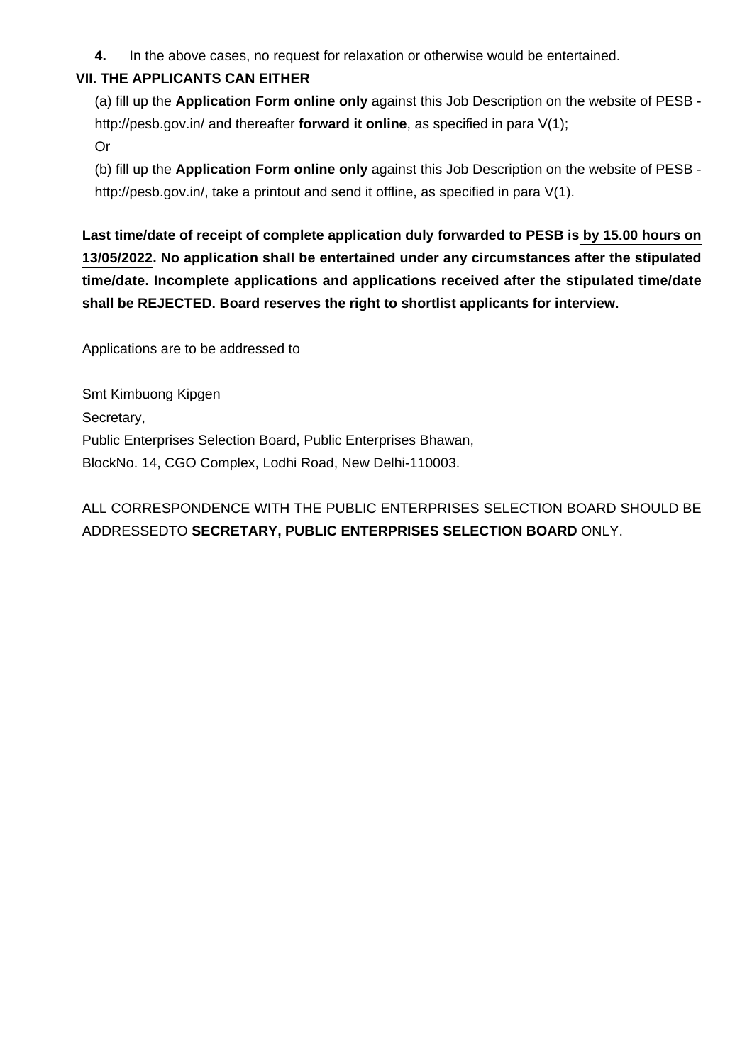**4.** In the above cases, no request for relaxation or otherwise would be entertained.

**VII. THE APPLICANTS CAN EITHER**

(a) fill up the **Application Form online only** against this Job Description on the website of PESB - http://pesb.gov.in/ and thereafter **forward it online**, as specified in para V(1);

Or

(b) fill up the **Application Form online only** against this Job Description on the website of PESB - http://pesb.gov.in/, take a printout and send it offline, as specified in para V(1).

**Last time/date of receipt of complete application duly forwarded to PESB is by 15.00 hours on 13/05/2022. No application shall be entertained under any circumstances after the stipulated time/date. Incomplete applications and applications received after the stipulated time/date shall be REJECTED. Board reserves the right to shortlist applicants for interview.**

Applications are to be addressed to

Smt Kimbuong Kipgen
Secretary,
Public Enterprises Selection Board, Public Enterprises Bhawan,
BlockNo. 14, CGO Complex, Lodhi Road, New Delhi-110003.

ALL CORRESPONDENCE WITH THE PUBLIC ENTERPRISES SELECTION BOARD SHOULD BE ADDRESSEDTO **SECRETARY, PUBLIC ENTERPRISES SELECTION BOARD** ONLY.